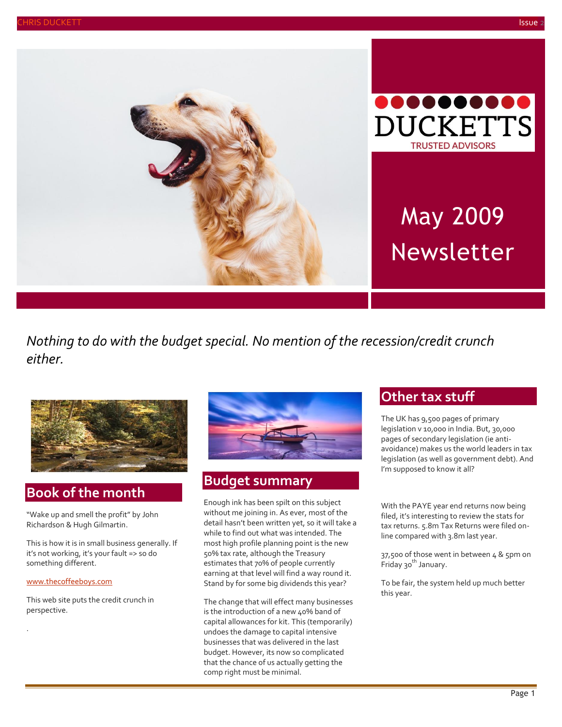DUCKETTS

TRUSTED ADVISORS

# May 2009 Newsletter

*Nothing to do with the budget special. No mention of the recession/credit crunch either.*

## Book of the month

"Wake up and smell the profit" by John Richardson & Hugh Gilmartin.

This is how it is in small business generally. If it's not working, it's your fault => so do something different.

www.thecoffeeboys.com

This web site puts the credit crunch in perspective.

.

## Budget summary

Enough ink has been spilt on this subject without me joining in. As ever, most of the detail hasn't been written yet, so it will take a while to find out what was intended. The most high profile planning point is the new 50% tax rate, although the Treasury estimates that 70% of people currently earning at that level will find a way round it. Stand by for some big dividends this year?

The change that will effect many businesses is the introduction of a new 40% band of capital allowances for kit. This (temporarily) undoes the damage to capital intensive businesses that was delivered in the last budget. However, its now so complicated that the chance of us actually getting the comp right must be minimal.

## Other tax stuff

The UK has 9,500 pages of primary legislation v 10,000 in India. But, 30,000 pages of secondary legislation (ie anti-avoidance) makes us the world leaders in tax legislation (as well as government debt). And I'm supposed to know it all?

With the PAYE year end returns now being filed, it's interesting to review the stats for tax returns. 5.8m Tax Returns were filed on-line compared with 3.8m last year.

37,500 of those went in between 4 & 5pm on Friday 30th January.

To be fair, the system held up much better this year.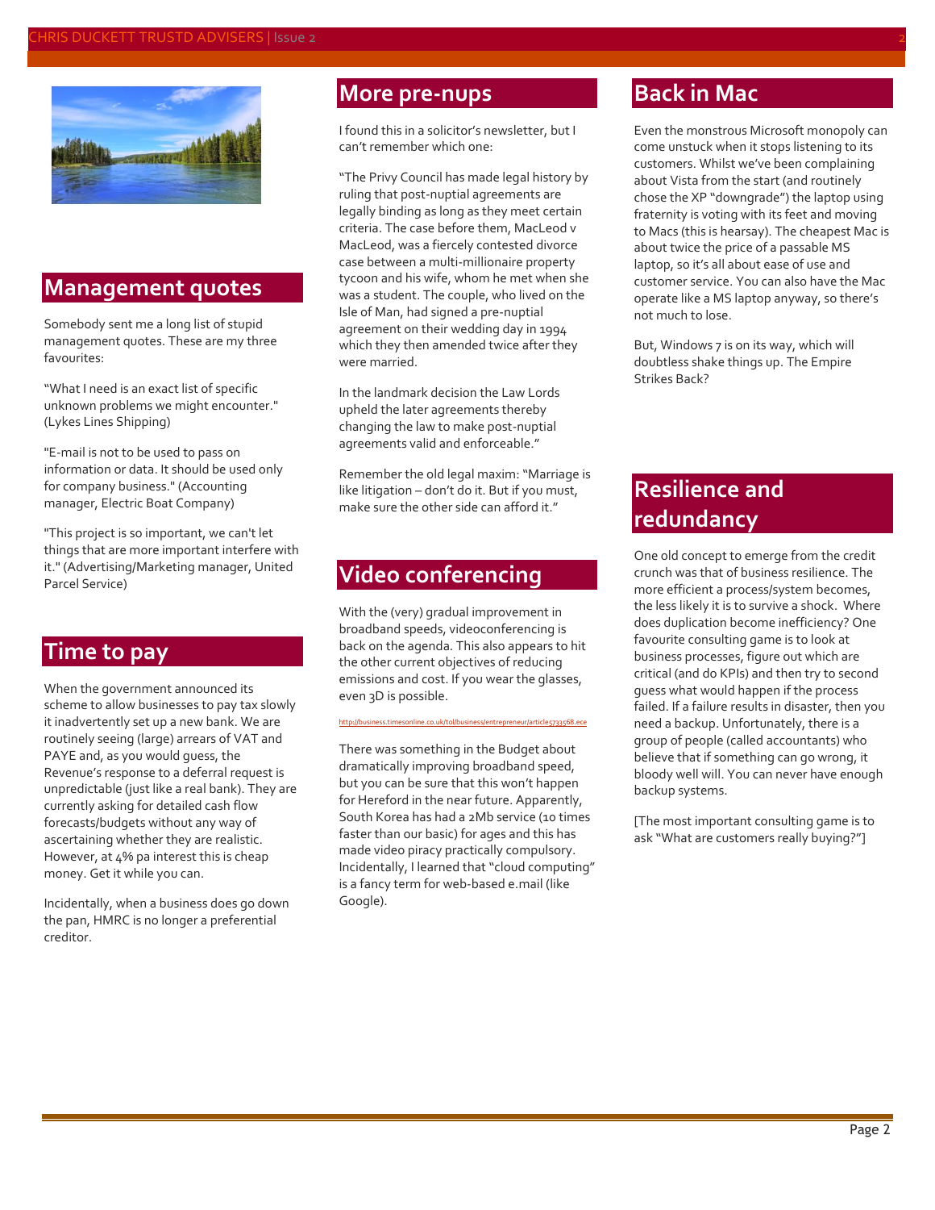## Management quotes

Somebody sent me a long list of stupid management quotes. These are my three favourites:

"What I need is an exact list of specific unknown problems we might encounter." (Lykes Lines Shipping)

"E-mail is not to be used to pass on information or data. It should be used only for company business." (Accounting manager, Electric Boat Company)

"This project is so important, we can't let things that are more important interfere with it." (Advertising/Marketing manager, United Parcel Service)

## Time to pay

When the government announced its scheme to allow businesses to pay tax slowly it inadvertently set up a new bank. We are routinely seeing (large) arrears of VAT and PAYE and, as you would guess, the Revenue's response to a deferral request is unpredictable (just like a real bank). They are currently asking for detailed cash flow forecasts/budgets without any way of ascertaining whether they are realistic. However, at 4% pa interest this is cheap money. Get it while you can.

Incidentally, when a business does go down the pan, HMRC is no longer a preferential creditor.

## More pre-nups

I found this in a solicitor's newsletter, but I can't remember which one:

"The Privy Council has made legal history by ruling that post-nuptial agreements are legally binding as long as they meet certain criteria. The case before them, MacLeod v MacLeod, was a fiercely contested divorce case between a multi-millionaire property tycoon and his wife, whom he met when she was a student. The couple, who lived on the Isle of Man, had signed a pre-nuptial agreement on their wedding day in 1994 which they then amended twice after they were married.

In the landmark decision the Law Lords upheld the later agreements thereby changing the law to make post-nuptial agreements valid and enforceable."

Remember the old legal maxim: "Marriage is like litigation – don't do it. But if you must, make sure the other side can afford it."

## Video conferencing

With the (very) gradual improvement in broadband speeds, videoconferencing is back on the agenda. This also appears to hit the other current objectives of reducing emissions and cost. If you wear the glasses, even 3D is possible.

http://business.timesonline.co.uk/tol/business/entrepreneur/article5733568.ece

There was something in the Budget about dramatically improving broadband speed, but you can be sure that this won't happen for Hereford in the near future. Apparently, South Korea has had a 2Mb service (10 times faster than our basic) for ages and this has made video piracy practically compulsory. Incidentally, I learned that "cloud computing" is a fancy term for web-based e.mail (like Google).

## Back in Mac

Even the monstrous Microsoft monopoly can come unstuck when it stops listening to its customers. Whilst we've been complaining about Vista from the start (and routinely chose the XP "downgrade") the laptop using fraternity is voting with its feet and moving to Macs (this is hearsay). The cheapest Mac is about twice the price of a passable MS laptop, so it's all about ease of use and customer service. You can also have the Mac operate like a MS laptop anyway, so there's not much to lose.

But, Windows 7 is on its way, which will doubtless shake things up. The Empire Strikes Back?

## Resilience and redundancy

One old concept to emerge from the credit crunch was that of business resilience. The more efficient a process/system becomes, the less likely it is to survive a shock. Where does duplication become inefficiency? One favourite consulting game is to look at business processes, figure out which are critical (and do KPIs) and then try to second guess what would happen if the process failed. If a failure results in disaster, then you need a backup. Unfortunately, there is a group of people (called accountants) who believe that if something can go wrong, it bloody well will. You can never have enough backup systems.

[The most important consulting game is to ask "What are customers really buying?"]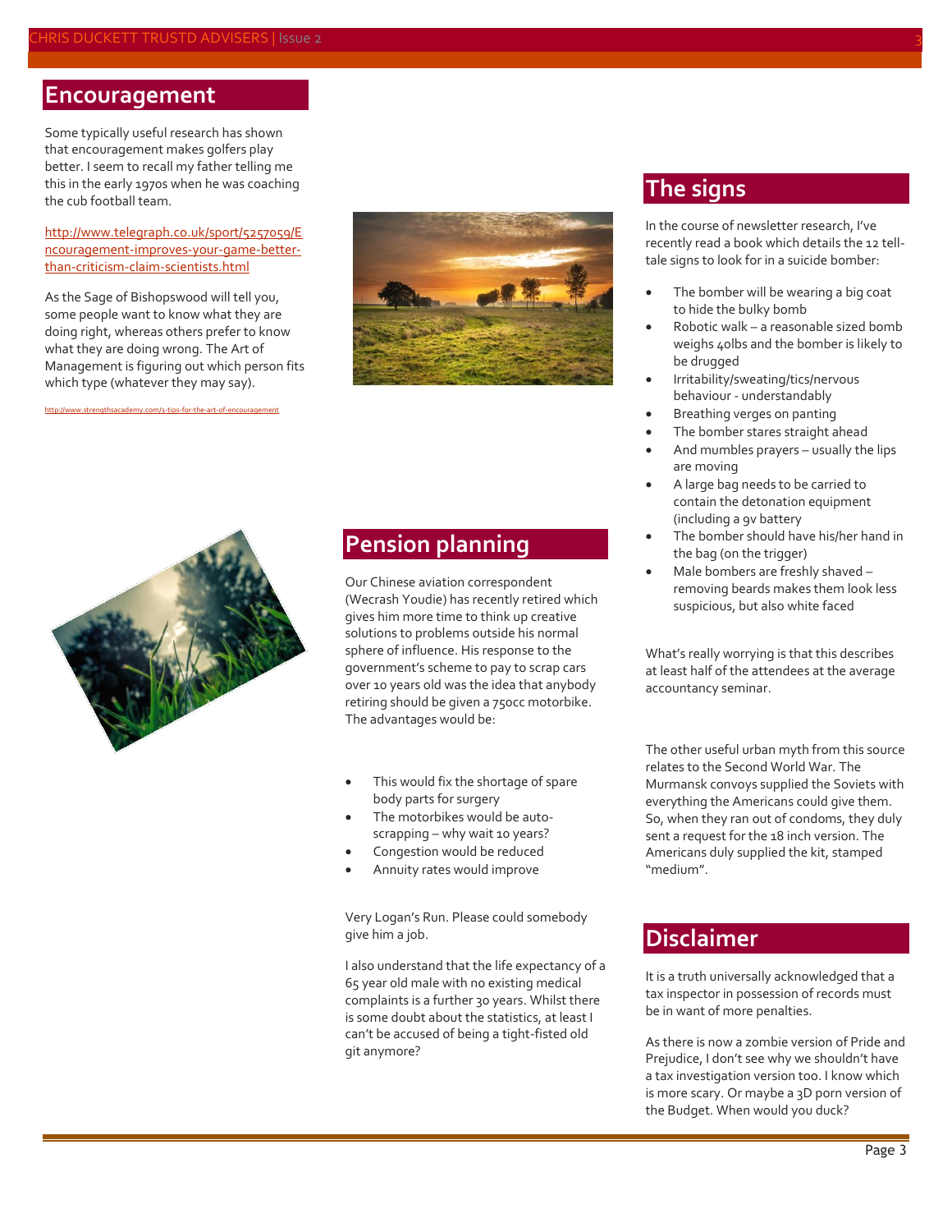## Encouragement

Some typically useful research has shown that encouragement makes golfers play better. I seem to recall my father telling me this in the early 1970s when he was coaching the cub football team.

http://www.telegraph.co.uk/sport/5257059/Encouragement-improves-your-game-better-than-criticism-claim-scientists.html

As the Sage of Bishopswood will tell you, some people want to know what they are doing right, whereas others prefer to know what they are doing wrong. The Art of Management is figuring out which person fits which type (whatever they may say).

http://www.strengthsacademy.com/3-tips-for-the-art-of-encouragement

## Pension planning

Our Chinese aviation correspondent (Wecrash Youdie) has recently retired which gives him more time to think up creative solutions to problems outside his normal sphere of influence. His response to the government's scheme to pay to scrap cars over 10 years old was the idea that anybody retiring should be given a 750cc motorbike. The advantages would be:

- This would fix the shortage of spare body parts for surgery
- The motorbikes would be auto-scrapping – why wait 10 years?
- Congestion would be reduced
- Annuity rates would improve

Very Logan's Run. Please could somebody give him a job.

I also understand that the life expectancy of a 65 year old male with no existing medical complaints is a further 30 years. Whilst there is some doubt about the statistics, at least I can't be accused of being a tight-fisted old git anymore?

## The signs

In the course of newsletter research, I've recently read a book which details the 12 tell-tale signs to look for in a suicide bomber:

- The bomber will be wearing a big coat to hide the bulky bomb
- Robotic walk – a reasonable sized bomb weighs 40lbs and the bomber is likely to be drugged
- Irritability/sweating/tics/nervous behaviour - understandably
- Breathing verges on panting
- The bomber stares straight ahead
- And mumbles prayers – usually the lips are moving
- A large bag needs to be carried to contain the detonation equipment (including a 9v battery
- The bomber should have his/her hand in the bag (on the trigger)
- Male bombers are freshly shaved – removing beards makes them look less suspicious, but also white faced

What's really worrying is that this describes at least half of the attendees at the average accountancy seminar.

The other useful urban myth from this source relates to the Second World War. The Murmansk convoys supplied the Soviets with everything the Americans could give them. So, when they ran out of condoms, they duly sent a request for the 18 inch version. The Americans duly supplied the kit, stamped "medium".

## Disclaimer

It is a truth universally acknowledged that a tax inspector in possession of records must be in want of more penalties.

As there is now a zombie version of Pride and Prejudice, I don't see why we shouldn't have a tax investigation version too. I know which is more scary. Or maybe a 3D porn version of the Budget. When would you duck?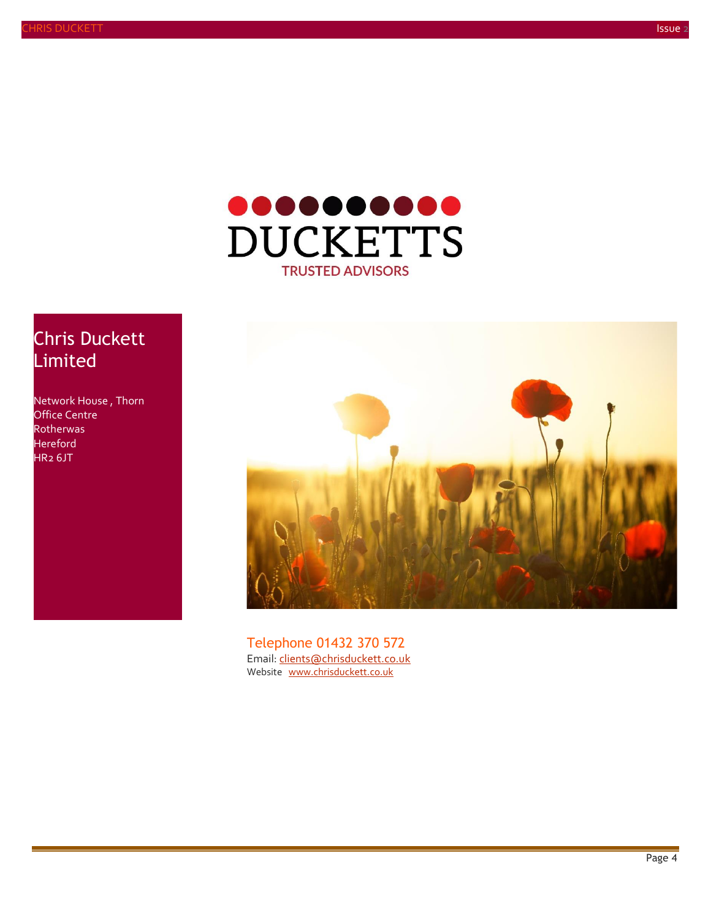DUCKETTS

TRUSTED ADVISORS

## Chris Duckett Limited

Network House , Thorn Office Centre
Rotherwas
Hereford
HR2 6JT

Telephone 01432 370 572

Email: clients@chrisduckett.co.uk

Website www.chrisduckett.co.uk